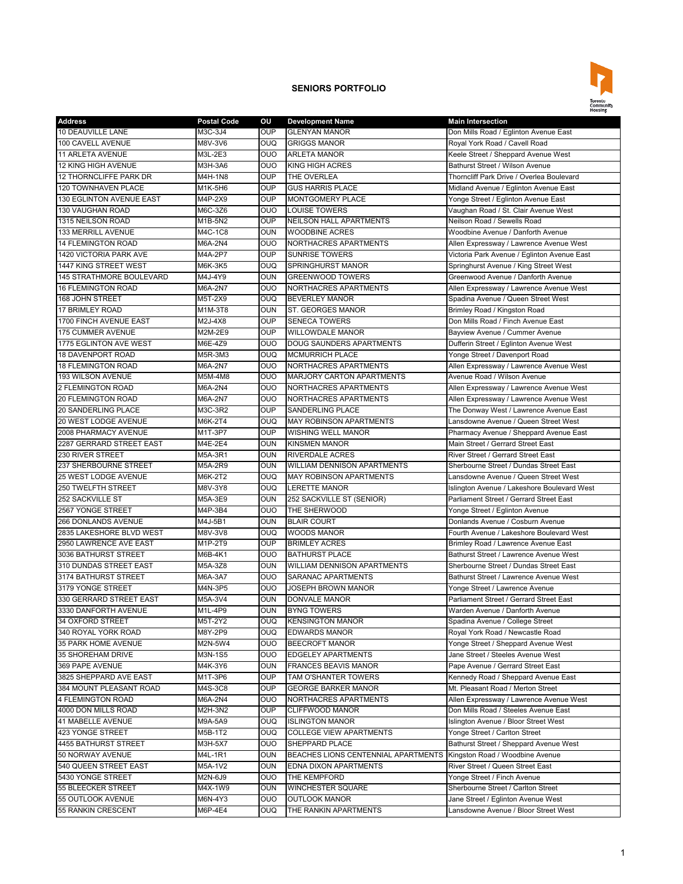# SENIORS PORTFOLIO

| Address | Postal Code | OU | Development Name | Main Intersection |
|---|---|---|---|---|
| 10 DEAUVILLE LANE | M3C-3J4 | OUP | GLENYAN MANOR | Don Mills Road / Eglinton Avenue East |
| 100 CAVELL AVENUE | M8V-3V6 | OUQ | GRIGGS MANOR | Royal York Road / Cavell Road |
| 11 ARLETA AVENUE | M3L-2E3 | OUO | ARLETA MANOR | Keele Street / Sheppard Avenue West |
| 12 KING HIGH AVENUE | M3H-3A6 | OUO | KING HIGH ACRES | Bathurst Street / Wilson Avenue |
| 12 THORNCLIFFE PARK DR | M4H-1N8 | OUP | THE OVERLEA | Thorncliff Park Drive / Overlea Boulevard |
| 120 TOWNHAVEN PLACE | M1K-5H6 | OUP | GUS HARRIS PLACE | Midland Avenue / Eglinton Avenue East |
| 130 EGLINTON AVENUE EAST | M4P-2X9 | OUP | MONTGOMERY PLACE | Yonge Street / Eglinton Avenue East |
| 130 VAUGHAN ROAD | M6C-3Z6 | OUO | LOUISE TOWERS | Vaughan Road / St. Clair Avenue West |
| 1315 NEILSON ROAD | M1B-5N2 | OUP | NEILSON HALL APARTMENTS | Neilson Road / Sewells Road |
| 133 MERRILL AVENUE | M4C-1C8 | OUN | WOODBINE ACRES | Woodbine Avenue / Danforth Avenue |
| 14 FLEMINGTON ROAD | M6A-2N4 | OUO | NORTHACRES APARTMENTS | Allen Expressway / Lawrence Avenue West |
| 1420 VICTORIA PARK AVE | M4A-2P7 | OUP | SUNRISE TOWERS | Victoria Park Avenue / Eglinton Avenue East |
| 1447 KING STREET WEST | M6K-3K5 | OUQ | SPRINGHURST MANOR | Springhurst Avenue / King Street West |
| 145 STRATHMORE BOULEVARD | M4J-4Y9 | OUN | GREENWOOD TOWERS | Greenwood Avenue / Danforth Avenue |
| 16 FLEMINGTON ROAD | M6A-2N7 | OUO | NORTHACRES APARTMENTS | Allen Expressway / Lawrence Avenue West |
| 168 JOHN STREET | M5T-2X9 | OUQ | BEVERLEY MANOR | Spadina Avenue / Queen Street West |
| 17 BRIMLEY ROAD | M1M-3T8 | OUN | ST. GEORGES MANOR | Brimley Road / Kingston Road |
| 1700 FINCH AVENUE EAST | M2J-4X8 | OUP | SENECA TOWERS | Don Mills Road / Finch Avenue East |
| 175 CUMMER AVENUE | M2M-2E9 | OUP | WILLOWDALE MANOR | Bayview Avenue / Cummer Avenue |
| 1775 EGLINTON AVE WEST | M6E-4Z9 | OUO | DOUG SAUNDERS APARTMENTS | Dufferin Street / Eglinton Avenue West |
| 18 DAVENPORT ROAD | M5R-3M3 | OUQ | MCMURRICH PLACE | Yonge Street / Davenport Road |
| 18 FLEMINGTON ROAD | M6A-2N7 | OUO | NORTHACRES APARTMENTS | Allen Expressway / Lawrence Avenue West |
| 193 WILSON AVENUE | M5M-4M8 | OUO | MARJORY CARTON APARTMENTS | Avenue Road / Wilson Avenue |
| 2 FLEMINGTON ROAD | M6A-2N4 | OUO | NORTHACRES APARTMENTS | Allen Expressway / Lawrence Avenue West |
| 20 FLEMINGTON ROAD | M6A-2N7 | OUO | NORTHACRES APARTMENTS | Allen Expressway / Lawrence Avenue West |
| 20 SANDERLING PLACE | M3C-3R2 | OUP | SANDERLING PLACE | The Donway West / Lawrence Avenue East |
| 20 WEST LODGE AVENUE | M6K-2T4 | OUQ | MAY ROBINSON APARTMENTS | Lansdowne Avenue / Queen Street West |
| 2008 PHARMACY AVENUE | M1T-3P7 | OUP | WISHING WELL MANOR | Pharmacy Avenue / Sheppard Avenue East |
| 2287 GERRARD STREET EAST | M4E-2E4 | OUN | KINSMEN MANOR | Main Street / Gerrard Street East |
| 230 RIVER STREET | M5A-3R1 | OUN | RIVERDALE ACRES | River Street / Gerrard Street East |
| 237 SHERBOURNE STREET | M5A-2R9 | OUN | WILLIAM DENNISON APARTMENTS | Sherbourne Street / Dundas Street East |
| 25 WEST LODGE AVENUE | M6K-2T2 | OUQ | MAY ROBINSON APARTMENTS | Lansdowne Avenue / Queen Street West |
| 250 TWELFTH STREET | M8V-3Y8 | OUQ | LERETTE MANOR | Islington Avenue / Lakeshore Boulevard West |
| 252 SACKVILLE ST | M5A-3E9 | OUN | 252 SACKVILLE ST (SENIOR) | Parliament Street / Gerrard Street East |
| 2567 YONGE STREET | M4P-3B4 | OUO | THE SHERWOOD | Yonge Street / Eglinton Avenue |
| 266 DONLANDS AVENUE | M4J-5B1 | OUN | BLAIR COURT | Donlands Avenue / Cosburn Avenue |
| 2835 LAKESHORE BLVD WEST | M8V-3V8 | OUQ | WOODS MANOR | Fourth Avenue / Lakeshore Boulevard West |
| 2950 LAWRENCE AVE EAST | M1P-2T9 | OUP | BRIMLEY ACRES | Brimley Road / Lawrence Avenue East |
| 3036 BATHURST STREET | M6B-4K1 | OUO | BATHURST PLACE | Bathurst Street / Lawrence Avenue West |
| 310 DUNDAS STREET EAST | M5A-3Z8 | OUN | WILLIAM DENNISON APARTMENTS | Sherbourne Street / Dundas Street East |
| 3174 BATHURST STREET | M6A-3A7 | OUO | SARANAC APARTMENTS | Bathurst Street / Lawrence Avenue West |
| 3179 YONGE STREET | M4N-3P5 | OUO | JOSEPH BROWN MANOR | Yonge Street / Lawrence Avenue |
| 330 GERRARD STREET EAST | M5A-3V4 | OUN | DONVALE MANOR | Parliament Street / Gerrard Street East |
| 3330 DANFORTH AVENUE | M1L-4P9 | OUN | BYNG TOWERS | Warden Avenue / Danforth Avenue |
| 34 OXFORD STREET | M5T-2Y2 | OUQ | KENSINGTON MANOR | Spadina Avenue / College Street |
| 340 ROYAL YORK ROAD | M8Y-2P9 | OUQ | EDWARDS MANOR | Royal York Road / Newcastle Road |
| 35 PARK HOME AVENUE | M2N-5W4 | OUO | BEECROFT MANOR | Yonge Street / Sheppard Avenue West |
| 35 SHOREHAM DRIVE | M3N-1S5 | OUO | EDGELEY APARTMENTS | Jane Street / Steeles Avenue West |
| 369 PAPE AVENUE | M4K-3Y6 | OUN | FRANCES BEAVIS MANOR | Pape Avenue / Gerrard Street East |
| 3825 SHEPPARD AVE EAST | M1T-3P6 | OUP | TAM O'SHANTER TOWERS | Kennedy Road / Sheppard Avenue East |
| 384 MOUNT PLEASANT ROAD | M4S-3C8 | OUP | GEORGE BARKER MANOR | Mt. Pleasant Road / Merton Street |
| 4 FLEMINGTON ROAD | M6A-2N4 | OUO | NORTHACRES APARTMENTS | Allen Expressway / Lawrence Avenue West |
| 4000 DON MILLS ROAD | M2H-3N2 | OUP | CLIFFWOOD MANOR | Don Mills Road / Steeles Avenue East |
| 41 MABELLE AVENUE | M9A-5A9 | OUQ | ISLINGTON MANOR | Islington Avenue / Bloor Street West |
| 423 YONGE STREET | M5B-1T2 | OUQ | COLLEGE VIEW APARTMENTS | Yonge Street / Carlton Street |
| 4455 BATHURST STREET | M3H-5X7 | OUO | SHEPPARD PLACE | Bathurst Street / Sheppard Avenue West |
| 50 NORWAY AVENUE | M4L-1R1 | OUN | BEACHES LIONS CENTENNIAL APARTMENTS | Kingston Road / Woodbine Avenue |
| 540 QUEEN STREET EAST | M5A-1V2 | OUN | EDNA DIXON APARTMENTS | River Street / Queen Street East |
| 5430 YONGE STREET | M2N-6J9 | OUO | THE KEMPFORD | Yonge Street / Finch Avenue |
| 55 BLEECKER STREET | M4X-1W9 | OUN | WINCHESTER SQUARE | Sherbourne Street / Carlton Street |
| 55 OUTLOOK AVENUE | M6N-4Y3 | OUO | OUTLOOK MANOR | Jane Street / Eglinton Avenue West |
| 55 RANKIN CRESCENT | M6P-4E4 | OUQ | THE RANKIN APARTMENTS | Lansdowne Avenue / Bloor Street West |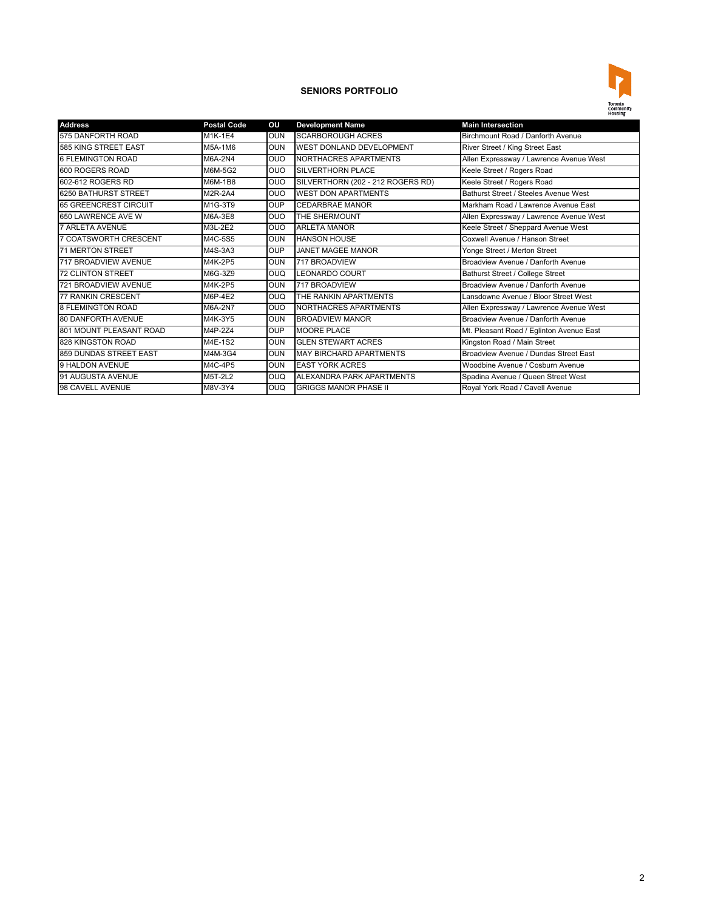## SENIORS PORTFOLIO

| Address | Postal Code | OU | Development Name | Main Intersection |
|---|---|---|---|---|
| 575 DANFORTH ROAD | M1K-1E4 | OUN | SCARBOROUGH ACRES | Birchmount Road / Danforth Avenue |
| 585 KING STREET EAST | M5A-1M6 | OUN | WEST DONLAND DEVELOPMENT | River Street / King Street East |
| 6 FLEMINGTON ROAD | M6A-2N4 | OUO | NORTHACRES APARTMENTS | Allen Expressway / Lawrence Avenue West |
| 600 ROGERS ROAD | M6M-5G2 | OUO | SILVERTHORN PLACE | Keele Street / Rogers Road |
| 602-612 ROGERS RD | M6M-1B8 | OUO | SILVERTHORN (202 - 212 ROGERS RD) | Keele Street / Rogers Road |
| 6250 BATHURST STREET | M2R-2A4 | OUO | WEST DON APARTMENTS | Bathurst Street / Steeles Avenue West |
| 65 GREENCREST CIRCUIT | M1G-3T9 | OUP | CEDARBRAE MANOR | Markham Road / Lawrence Avenue East |
| 650 LAWRENCE AVE W | M6A-3E8 | OUO | THE SHERMOUNT | Allen Expressway / Lawrence Avenue West |
| 7 ARLETA AVENUE | M3L-2E2 | OUO | ARLETA MANOR | Keele Street / Sheppard Avenue West |
| 7 COATSWORTH CRESCENT | M4C-5S5 | OUN | HANSON HOUSE | Coxwell Avenue / Hanson Street |
| 71 MERTON STREET | M4S-3A3 | OUP | JANET MAGEE MANOR | Yonge Street / Merton Street |
| 717 BROADVIEW AVENUE | M4K-2P5 | OUN | 717 BROADVIEW | Broadview Avenue / Danforth Avenue |
| 72 CLINTON STREET | M6G-3Z9 | OUQ | LEONARDO COURT | Bathurst Street / College Street |
| 721 BROADVIEW AVENUE | M4K-2P5 | OUN | 717 BROADVIEW | Broadview Avenue / Danforth Avenue |
| 77 RANKIN CRESCENT | M6P-4E2 | OUQ | THE RANKIN APARTMENTS | Lansdowne Avenue / Bloor Street West |
| 8 FLEMINGTON ROAD | M6A-2N7 | OUO | NORTHACRES APARTMENTS | Allen Expressway / Lawrence Avenue West |
| 80 DANFORTH AVENUE | M4K-3Y5 | OUN | BROADVIEW MANOR | Broadview Avenue / Danforth Avenue |
| 801 MOUNT PLEASANT ROAD | M4P-2Z4 | OUP | MOORE PLACE | Mt. Pleasant Road / Eglinton Avenue East |
| 828 KINGSTON ROAD | M4E-1S2 | OUN | GLEN STEWART ACRES | Kingston Road / Main Street |
| 859 DUNDAS STREET EAST | M4M-3G4 | OUN | MAY BIRCHARD APARTMENTS | Broadview Avenue / Dundas Street East |
| 9 HALDON AVENUE | M4C-4P5 | OUN | EAST YORK ACRES | Woodbine Avenue / Cosburn Avenue |
| 91 AUGUSTA AVENUE | M5T-2L2 | OUQ | ALEXANDRA PARK APARTMENTS | Spadina Avenue / Queen Street West |
| 98 CAVELL AVENUE | M8V-3Y4 | OUQ | GRIGGS MANOR PHASE II | Royal York Road / Cavell Avenue |